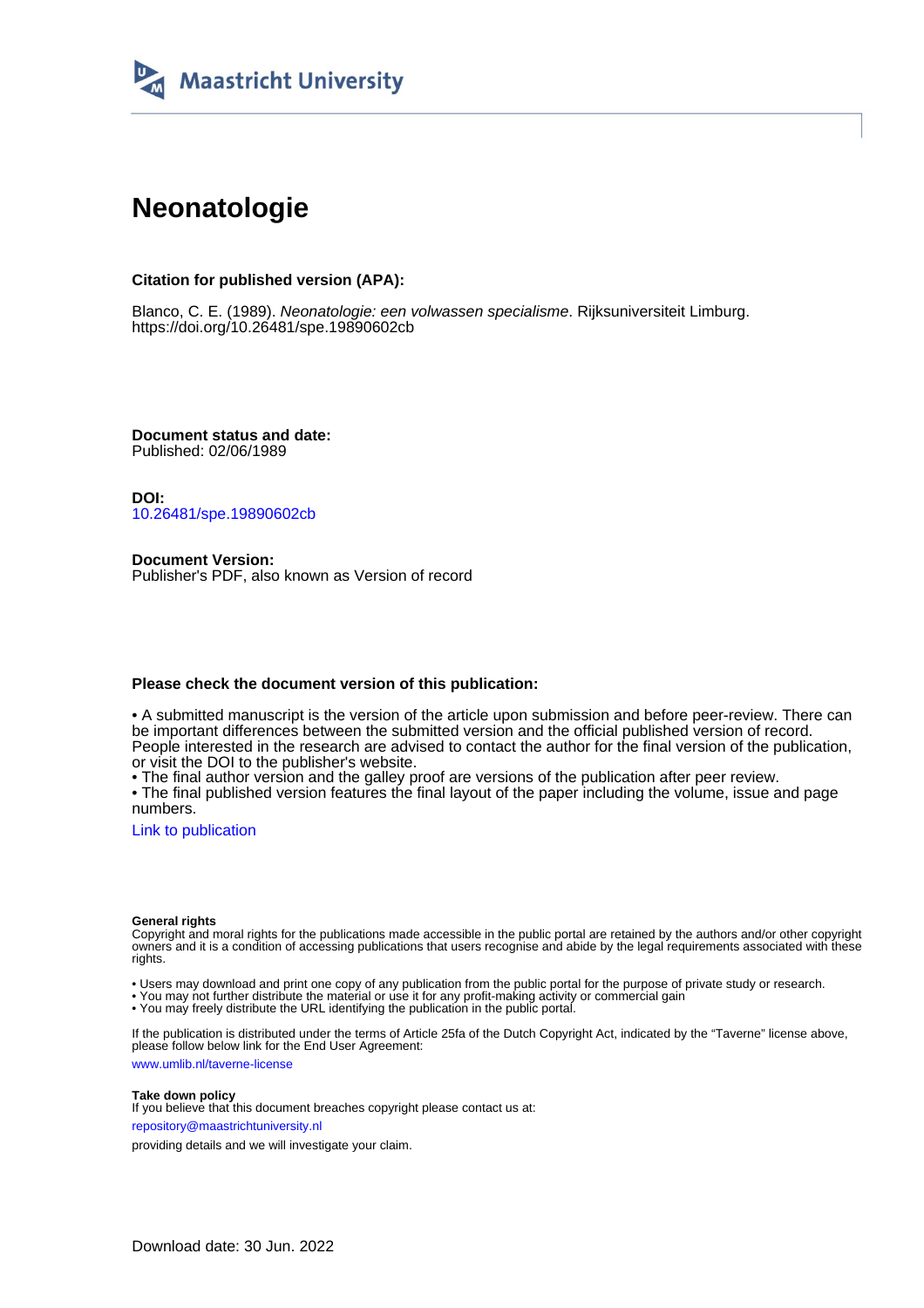Maastricht University

# Neonatologie

**Citation for published version (APA):**

Blanco, C. E. (1989). *Neonatologie: een volwassen specialisme*. Rijksuniversiteit Limburg. https://doi.org/10.26481/spe.19890602cb

**Document status and date:**
Published: 02/06/1989

**DOI:**
10.26481/spe.19890602cb

**Document Version:**
Publisher's PDF, also known as Version of record

**Please check the document version of this publication:**

• A submitted manuscript is the version of the article upon submission and before peer-review. There can be important differences between the submitted version and the official published version of record. People interested in the research are advised to contact the author for the final version of the publication, or visit the DOI to the publisher's website.
• The final author version and the galley proof are versions of the publication after peer review.
• The final published version features the final layout of the paper including the volume, issue and page numbers.

Link to publication

**General rights**
Copyright and moral rights for the publications made accessible in the public portal are retained by the authors and/or other copyright owners and it is a condition of accessing publications that users recognise and abide by the legal requirements associated with these rights.

• Users may download and print one copy of any publication from the public portal for the purpose of private study or research.
• You may not further distribute the material or use it for any profit-making activity or commercial gain
• You may freely distribute the URL identifying the publication in the public portal.

If the publication is distributed under the terms of Article 25fa of the Dutch Copyright Act, indicated by the "Taverne" license above, please follow below link for the End User Agreement:

www.umlib.nl/taverne-license

**Take down policy**
If you believe that this document breaches copyright please contact us at:

repository@maastrichtuniversity.nl

providing details and we will investigate your claim.

Download date: 30 Jun. 2022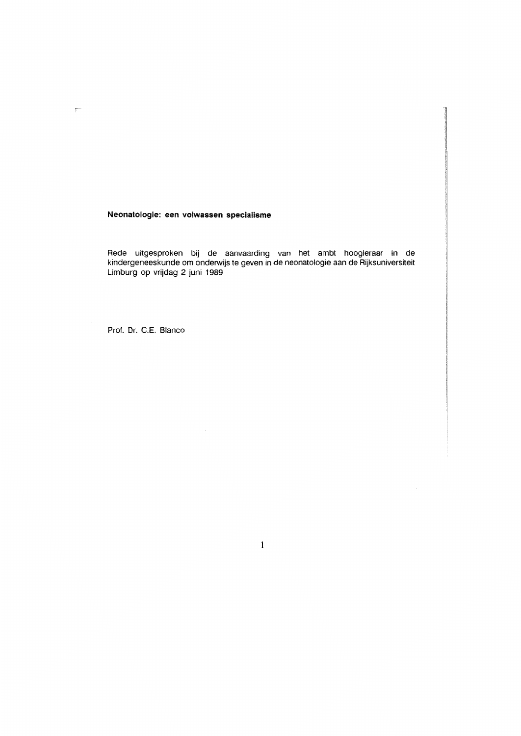**Neonatologie: een volwassen specialisme**

Rede uitgesproken bij de aanvaarding van het ambt hoogleraar in de kindergeneeskunde om onderwijs te geven in de neonatologie aan de Rijksuniversiteit Limburg op vrijdag 2 juni 1989

Prof. Dr. C.E. Blanco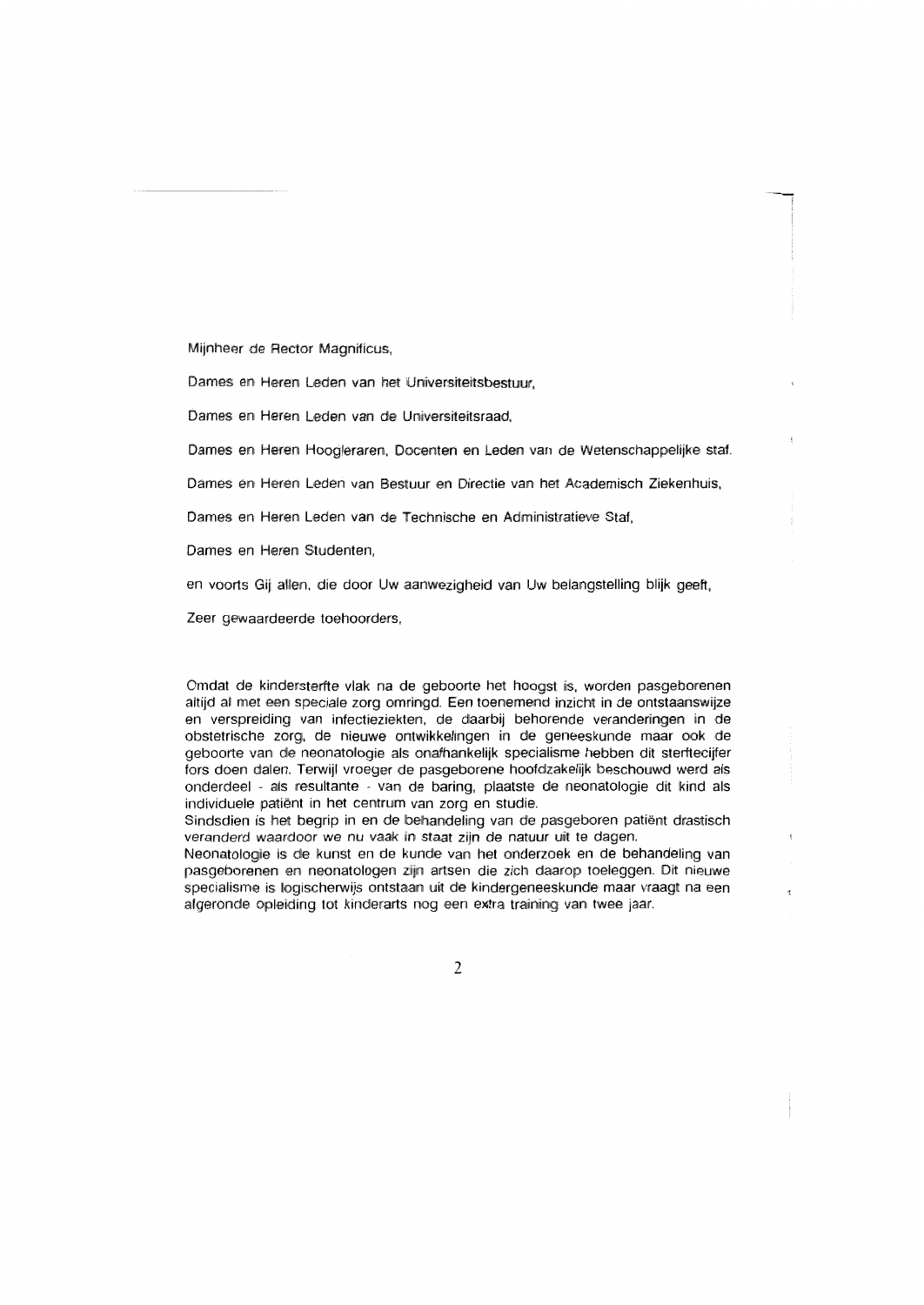Mijnheer de Rector Magnificus,

Dames en Heren Leden van het Universiteitsbestuur,

Dames en Heren Leden van de Universiteitsraad,

Dames en Heren Hoogleraren, Docenten en Leden van de Wetenschappelijke staf.

Dames en Heren Leden van Bestuur en Directie van het Academisch Ziekenhuis,

Dames en Heren Leden van de Technische en Administratieve Staf,

Dames en Heren Studenten,

en voorts Gij allen, die door Uw aanwezigheid van Uw belangstelling blijk geeft,

Zeer gewaardeerde toehoorders,

Omdat de kindersterfte vlak na de geboorte het hoogst is, worden pasgeborenen altijd al met een speciale zorg omringd. Een toenemend inzicht in de ontstaanswijze en verspreiding van infectieziekten, de daarbij behorende veranderingen in de obstetrische zorg, de nieuwe ontwikkelingen in de geneeskunde maar ook de geboorte van de neonatologie als onafhankelijk specialisme hebben dit sterftecijfer fors doen dalen. Terwijl vroeger de pasgeborene hoofdzakelijk beschouwd werd als onderdeel - als resultante - van de baring, plaatste de neonatologie dit kind als individuele patiënt in het centrum van zorg en studie.
Sindsdien is het begrip in en de behandeling van de pasgeboren patiënt drastisch veranderd waardoor we nu vaak in staat zijn de natuur uit te dagen.
Neonatologie is de kunst en de kunde van het onderzoek en de behandeling van pasgeborenen en neonatologen zijn artsen die zich daarop toeleggen. Dit nieuwe specialisme is logischerwijs ontstaan uit de kindergeneeskunde maar vraagt na een afgeronde opleiding tot kinderarts nog een extra training van twee jaar.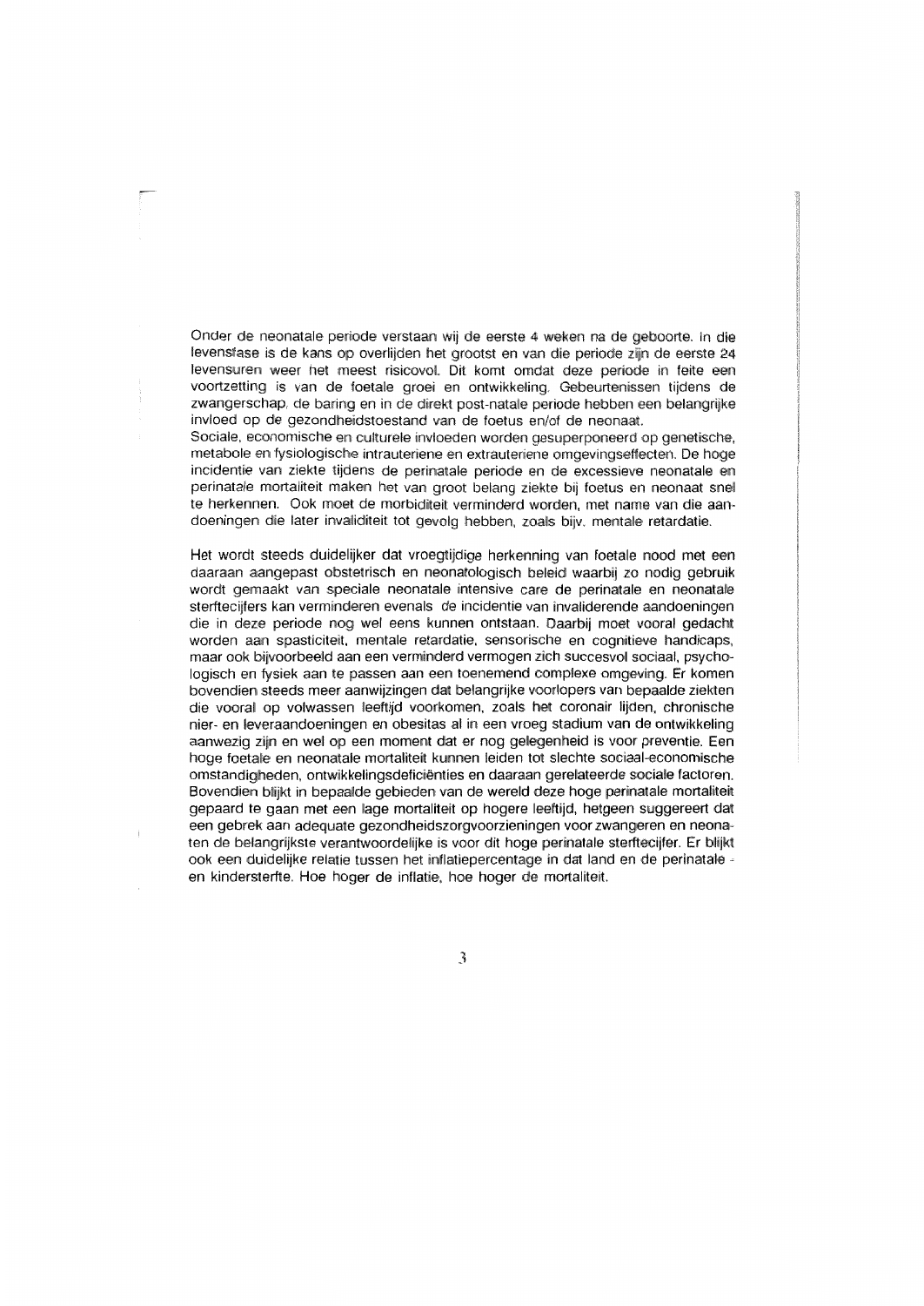Onder de neonatale periode verstaan wij de eerste 4 weken na de geboorte. In die levensfase is de kans op overlijden het grootst en van die periode zijn de eerste 24 levensuren weer het meest risicovol. Dit komt omdat deze periode in feite een voortzetting is van de foetale groei en ontwikkeling. Gebeurtenissen tijdens de zwangerschap, de baring en in de direkt post-natale periode hebben een belangrijke invloed op de gezondheidstoestand van de foetus en/of de neonaat.
Sociale, economische en culturele invloeden worden gesuperponeerd op genetische, metabole en fysiologische intrauteriene en extrauteriene omgevingseffecten. De hoge incidentie van ziekte tijdens de perinatale periode en de excessieve neonatale en perinatale mortaliteit maken het van groot belang ziekte bij foetus en neonaat snel te herkennen. Ook moet de morbiditeit verminderd worden, met name van die aandoeningen die later invaliditeit tot gevolg hebben, zoals bijv. mentale retardatie.

Het wordt steeds duidelijker dat vroegtijdige herkenning van foetale nood met een daaraan aangepast obstetrisch en neonatologisch beleid waarbij zo nodig gebruik wordt gemaakt van speciale neonatale intensive care de perinatale en neonatale sterftecijfers kan verminderen evenals de incidentie van invaliderende aandoeningen die in deze periode nog wel eens kunnen ontstaan. Daarbij moet vooral gedacht worden aan spasticiteit, mentale retardatie, sensorische en cognitieve handicaps, maar ook bijvoorbeeld aan een verminderd vermogen zich succesvol sociaal, psychologisch en fysiek aan te passen aan een toenemend complexe omgeving. Er komen bovendien steeds meer aanwijzingen dat belangrijke voorlopers van bepaalde ziekten die vooral op volwassen leeftijd voorkomen, zoals het coronair lijden, chronische nier- en leveraandoeningen en obesitas al in een vroeg stadium van de ontwikkeling aanwezig zijn en wel op een moment dat er nog gelegenheid is voor preventie. Een hoge foetale en neonatale mortaliteit kunnen leiden tot slechte sociaal-economische omstandigheden, ontwikkelingsdeficiënties en daaraan gerelateerde sociale factoren. Bovendien blijkt in bepaalde gebieden van de wereld deze hoge perinatale mortaliteit gepaard te gaan met een lage mortaliteit op hogere leeftijd, hetgeen suggereert dat een gebrek aan adequate gezondheidszorgvoorzieningen voor zwangeren en neonaten de belangrijkste verantwoordelijke is voor dit hoge perinatale sterftecijfer. Er blijkt ook een duidelijke relatie tussen het inflatiepercentage in dat land en de perinatale - en kindersterfte. Hoe hoger de inflatie, hoe hoger de mortaliteit.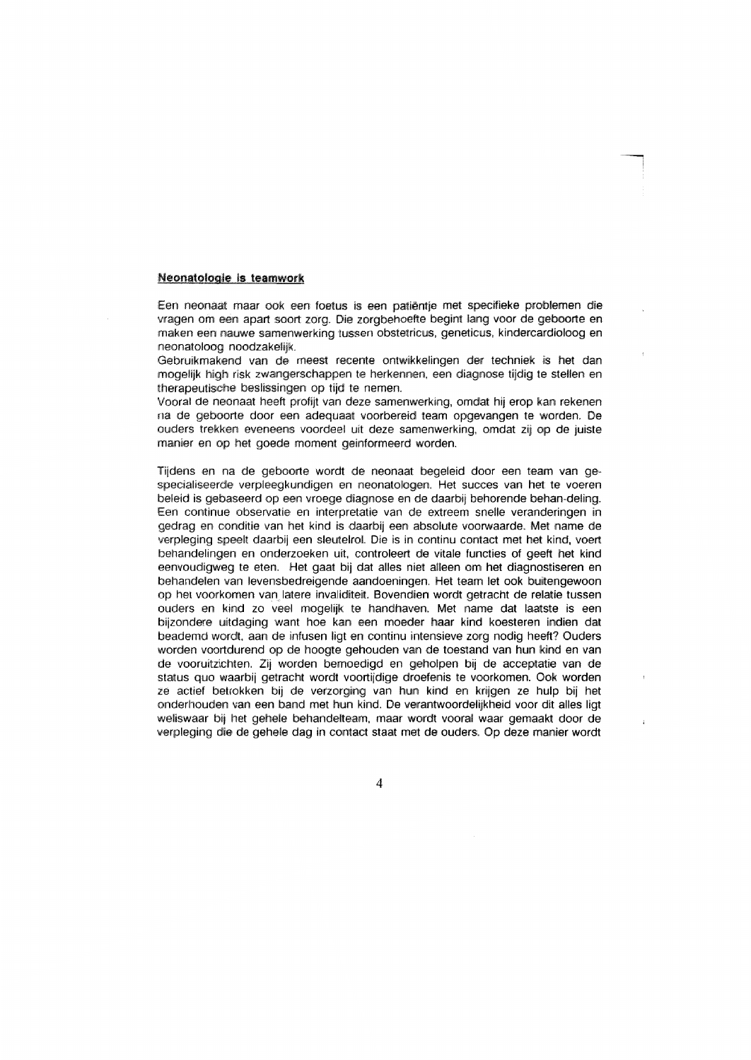**Neonatologie is teamwork**

Een neonaat maar ook een foetus is een patiëntje met specifieke problemen die vragen om een apart soort zorg. Die zorgbehoefte begint lang voor de geboorte en maken een nauwe samenwerking tussen obstetricus, geneticus, kindercardioloog en neonatoloog noodzakelijk.
Gebruikmakend van de meest recente ontwikkelingen der techniek is het dan mogelijk high risk zwangerschappen te herkennen, een diagnose tijdig te stellen en therapeutische beslissingen op tijd te nemen.
Vooral de neonaat heeft profijt van deze samenwerking, omdat hij erop kan rekenen na de geboorte door een adequaat voorbereid team opgevangen te worden. De ouders trekken eveneens voordeel uit deze samenwerking, omdat zij op de juiste manier en op het goede moment geinformeerd worden.

Tijdens en na de geboorte wordt de neonaat begeleid door een team van gespecialiseerde verpleegkundigen en neonatologen. Het succes van het te voeren beleid is gebaseerd op een vroege diagnose en de daarbij behorende behan-deling. Een continue observatie en interpretatie van de extreem snelle veranderingen in gedrag en conditie van het kind is daarbij een absolute voorwaarde. Met name de verpleging speelt daarbij een sleutelrol. Die is in continu contact met het kind, voert behandelingen en onderzoeken uit, controleert de vitale functies of geeft het kind eenvoudigweg te eten. Het gaat bij dat alles niet alleen om het diagnostiseren en behandelen van levensbedreigende aandoeningen. Het team let ook buitengewoon op het voorkomen van latere invaliditeit. Bovendien wordt getracht de relatie tussen ouders en kind zo veel mogelijk te handhaven. Met name dat laatste is een bijzondere uitdaging want hoe kan een moeder haar kind koesteren indien dat beademd wordt, aan de infusen ligt en continu intensieve zorg nodig heeft? Ouders worden voortdurend op de hoogte gehouden van de toestand van hun kind en van de vooruitzichten. Zij worden bemoedigd en geholpen bij de acceptatie van de status quo waarbij getracht wordt voortijdige droefenis te voorkomen. Ook worden ze actief betrokken bij de verzorging van hun kind en krijgen ze hulp bij het onderhouden van een band met hun kind. De verantwoordelijkheid voor dit alles ligt weliswaar bij het gehele behandelteam, maar wordt vooral waar gemaakt door de verpleging die de gehele dag in contact staat met de ouders. Op deze manier wordt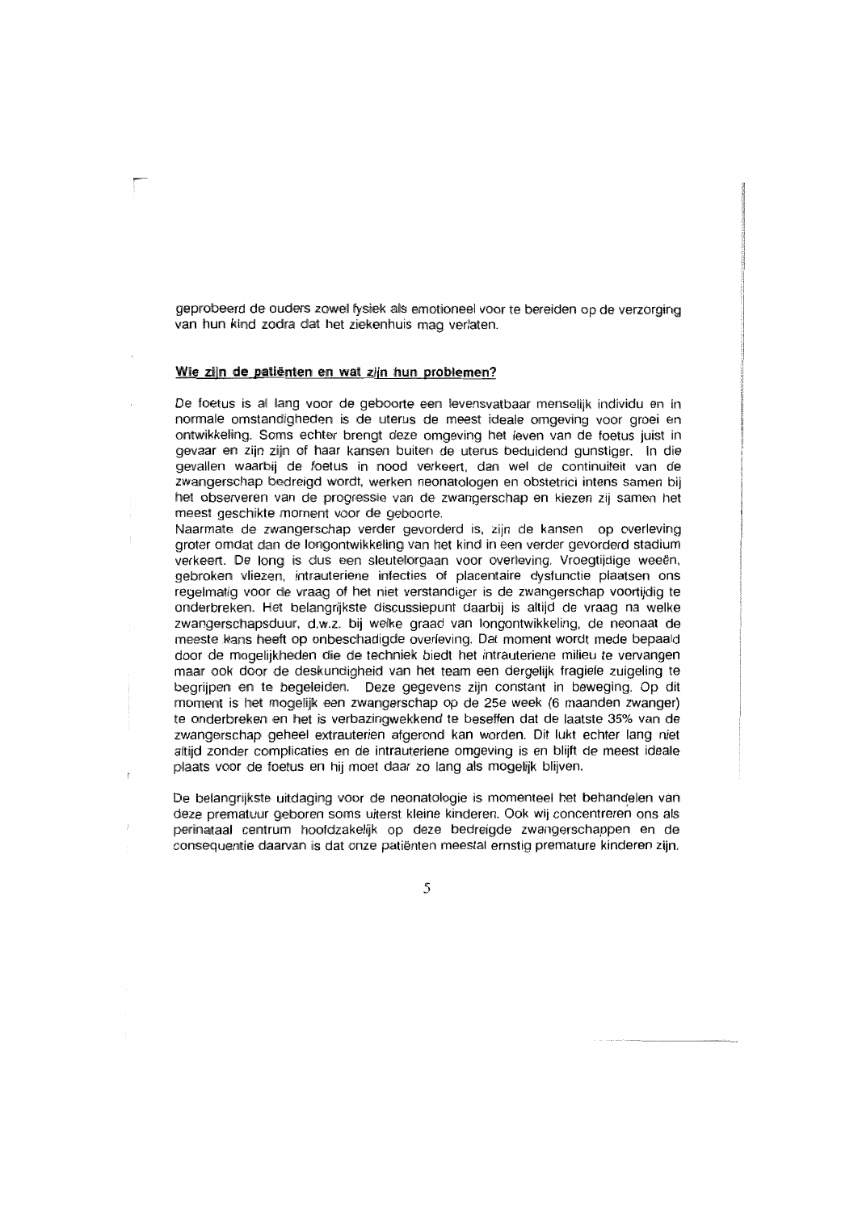geprobeerd de ouders zowel fysiek als emotioneel voor te bereiden op de verzorging van hun kind zodra dat het ziekenhuis mag verlaten.

## Wie zijn de patiënten en wat zijn hun problemen?

De foetus is al lang voor de geboorte een levensvatbaar menselijk individu en in normale omstandigheden is de uterus de meest ideale omgeving voor groei en ontwikkeling. Soms echter brengt deze omgeving het leven van de foetus juist in gevaar en zijn zijn of haar kansen buiten de uterus beduidend gunstiger. In die gevallen waarbij de foetus in nood verkeert, dan wel de continuiteit van de zwangerschap bedreigd wordt, werken neonatologen en obstetrici intens samen bij het observeren van de progressie van de zwangerschap en kiezen zij samen het meest geschikte moment voor de geboorte.
Naarmate de zwangerschap verder gevorderd is, zijn de kansen op overleving groter omdat dan de longontwikkeling van het kind in een verder gevorderd stadium verkeert. De long is dus een sleutelorgaan voor overleving. Vroegtijdige weeën, gebroken vliezen, intrauteriene infecties of placentaire dysfunctie plaatsen ons regelmatig voor de vraag of het niet verstandiger is de zwangerschap voortijdig te onderbreken. Het belangrijkste discussiepunt daarbij is altijd de vraag na welke zwangerschapsduur, d.w.z. bij welke graad van longontwikkeling, de neonaat de meeste kans heeft op onbeschadigde overleving. Dat moment wordt mede bepaald door de mogelijkheden die de techniek biedt het intrauteriene milieu te vervangen maar ook door de deskundigheid van het team een dergelijk fragiele zuigeling te begrijpen en te begeleiden. Deze gegevens zijn constant in beweging. Op dit moment is het mogelijk een zwangerschap op de 25e week (6 maanden zwanger) te onderbreken en het is verbazingwekkend te beseffen dat de laatste 35% van de zwangerschap geheel extrauterien afgerond kan worden. Dit lukt echter lang niet altijd zonder complicaties en de intrauteriene omgeving is en blijft de meest ideale plaats voor de foetus en hij moet daar zo lang als mogelijk blijven.

De belangrijkste uitdaging voor de neonatologie is momenteel het behandelen van deze prematuur geboren soms uiterst kleine kinderen. Ook wij concentreren ons als perinataal centrum hoofdzakelijk op deze bedreigde zwangerschappen en de consequentie daarvan is dat onze patiënten meestal ernstig premature kinderen zijn.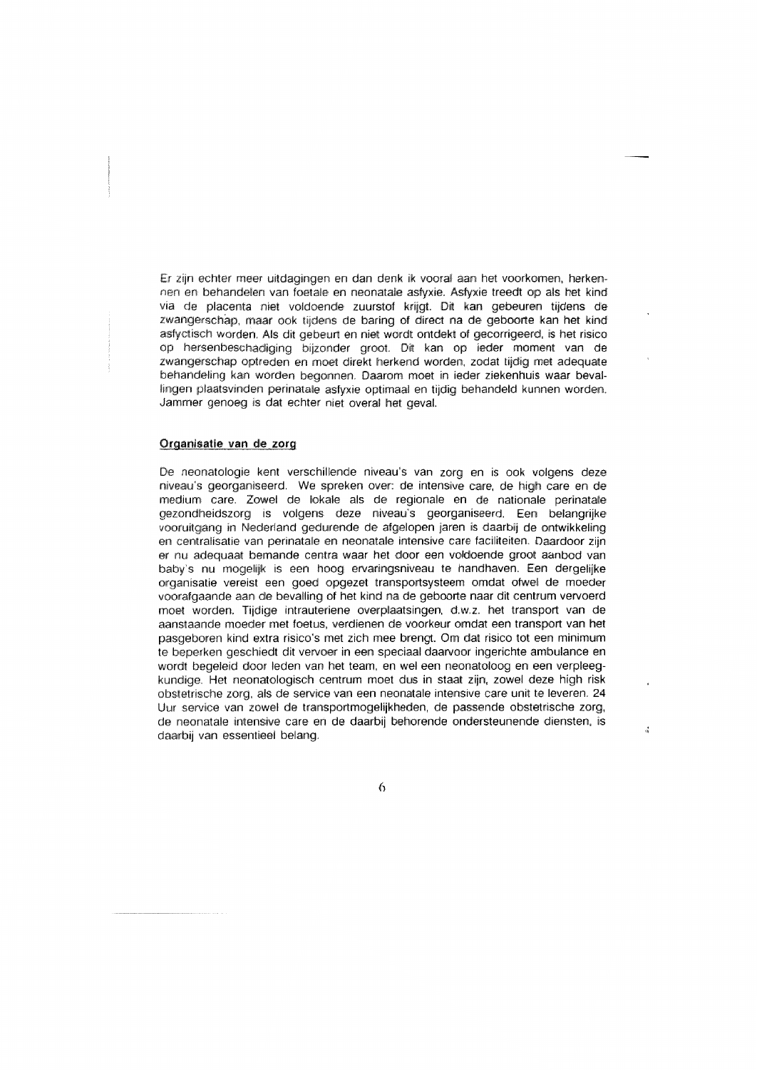Er zijn echter meer uitdagingen en dan denk ik vooral aan het voorkomen, herkennen en behandelen van foetale en neonatale asfyxie. Asfyxie treedt op als het kind via de placenta niet voldoende zuurstof krijgt. Dit kan gebeuren tijdens de zwangerschap, maar ook tijdens de baring of direct na de geboorte kan het kind asfyctisch worden. Als dit gebeurt en niet wordt ontdekt of gecorrigeerd, is het risico op hersenbeschadiging bijzonder groot. Dit kan op ieder moment van de zwangerschap optreden en moet direkt herkend worden, zodat tijdig met adequate behandeling kan worden begonnen. Daarom moet in ieder ziekenhuis waar bevallingen plaatsvinden perinatale asfyxie optimaal en tijdig behandeld kunnen worden. Jammer genoeg is dat echter niet overal het geval.

## Organisatie van de zorg

De neonatologie kent verschillende niveau's van zorg en is ook volgens deze niveau's georganiseerd. We spreken over: de intensive care, de high care en de medium care. Zowel de lokale als de regionale en de nationale perinatale gezondheidszorg is volgens deze niveau's georganiseerd. Een belangrijke vooruitgang in Nederland gedurende de afgelopen jaren is daarbij de ontwikkeling en centralisatie van perinatale en neonatale intensive care faciliteiten. Daardoor zijn er nu adequaat bemande centra waar het door een voldoende groot aanbod van baby's nu mogelijk is een hoog ervaringsniveau te handhaven. Een dergelijke organisatie vereist een goed opgezet transportsysteem omdat ofwel de moeder voorafgaande aan de bevalling of het kind na de geboorte naar dit centrum vervoerd moet worden. Tijdige intrauteriene overplaatsingen, d.w.z. het transport van de aanstaande moeder met foetus, verdienen de voorkeur omdat een transport van het pasgeboren kind extra risico's met zich mee brengt. Om dat risico tot een minimum te beperken geschiedt dit vervoer in een speciaal daarvoor ingerichte ambulance en wordt begeleid door leden van het team, en wel een neonatoloog en een verpleegkundige. Het neonatologisch centrum moet dus in staat zijn, zowel deze high risk obstetrische zorg, als de service van een neonatale intensive care unit te leveren. 24 Uur service van zowel de transportmogelijkheden, de passende obstetrische zorg, de neonatale intensive care en de daarbij behorende ondersteunende diensten, is daarbij van essentieel belang.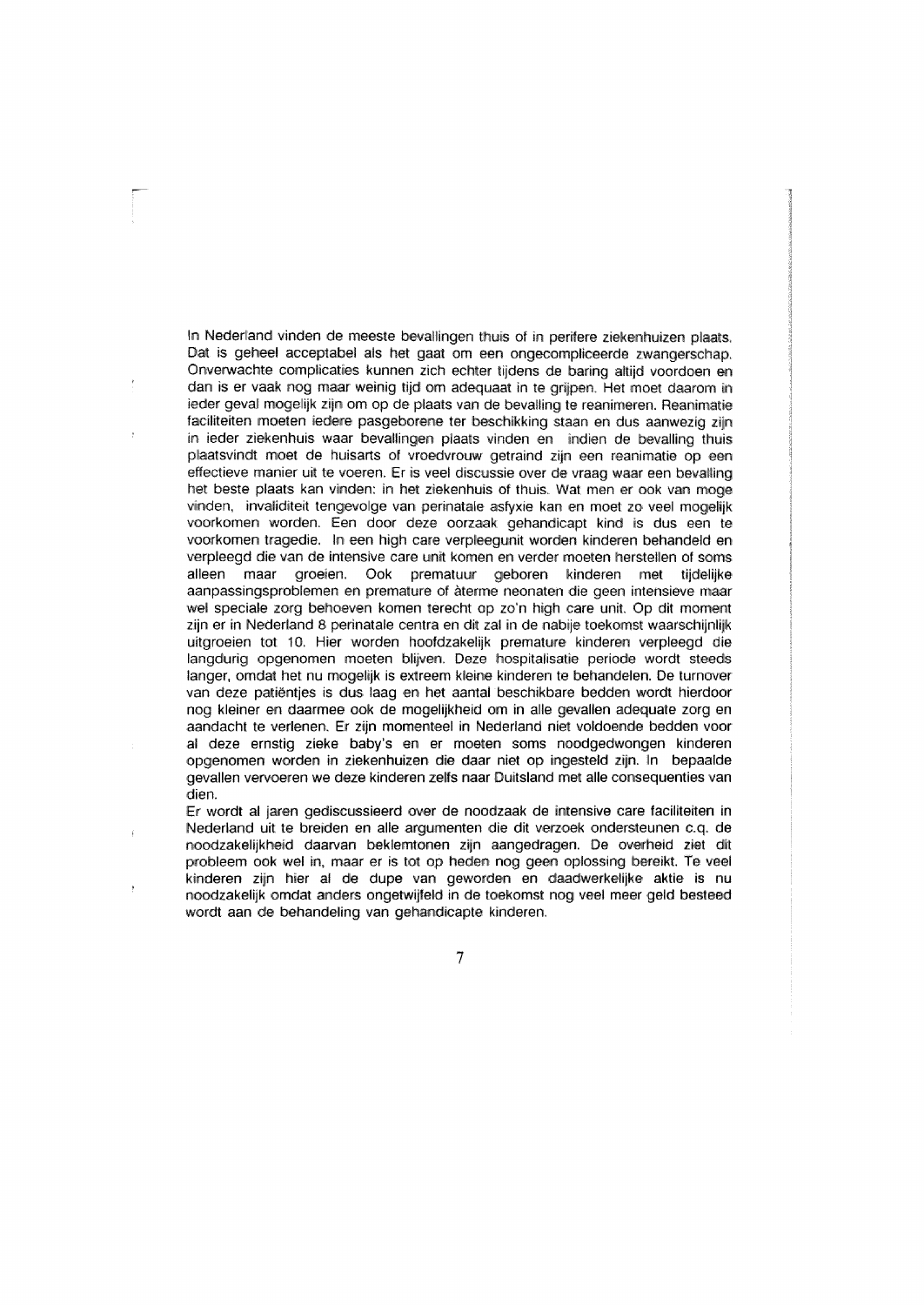In Nederland vinden de meeste bevallingen thuis of in perifere ziekenhuizen plaats. Dat is geheel acceptabel als het gaat om een ongecompliceerde zwangerschap. Onverwachte complicaties kunnen zich echter tijdens de baring altijd voordoen en dan is er vaak nog maar weinig tijd om adequaat in te grijpen. Het moet daarom in ieder geval mogelijk zijn om op de plaats van de bevalling te reanimeren. Reanimatie faciliteiten moeten iedere pasgeborene ter beschikking staan en dus aanwezig zijn in ieder ziekenhuis waar bevallingen plaats vinden en indien de bevalling thuis plaatsvindt moet de huisarts of vroedvrouw getraind zijn een reanimatie op een effectieve manier uit te voeren. Er is veel discussie over de vraag waar een bevalling het beste plaats kan vinden: in het ziekenhuis of thuis. Wat men er ook van moge vinden, invaliditeit tengevolge van perinatale asfyxie kan en moet zo veel mogelijk voorkomen worden. Een door deze oorzaak gehandicapt kind is dus een te voorkomen tragedie. In een high care verpleegunit worden kinderen behandeld en verpleegd die van de intensive care unit komen en verder moeten herstellen of soms alleen maar groeien. Ook prematuur geboren kinderen met tijdelijke aanpassingsproblemen en premature of àterme neonaten die geen intensieve maar wel speciale zorg behoeven komen terecht op zo'n high care unit. Op dit moment zijn er in Nederland 8 perinatale centra en dit zal in de nabije toekomst waarschijnlijk uitgroeien tot 10. Hier worden hoofdzakelijk premature kinderen verpleegd die langdurig opgenomen moeten blijven. Deze hospitalisatie periode wordt steeds langer, omdat het nu mogelijk is extreem kleine kinderen te behandelen. De turnover van deze patiëntjes is dus laag en het aantal beschikbare bedden wordt hierdoor nog kleiner en daarmee ook de mogelijkheid om in alle gevallen adequate zorg en aandacht te verlenen. Er zijn momenteel in Nederland niet voldoende bedden voor al deze ernstig zieke baby's en er moeten soms noodgedwongen kinderen opgenomen worden in ziekenhuizen die daar niet op ingesteld zijn. In bepaalde gevallen vervoeren we deze kinderen zelfs naar Duitsland met alle consequenties van dien.

Er wordt al jaren gediscussieerd over de noodzaak de intensive care faciliteiten in Nederland uit te breiden en alle argumenten die dit verzoek ondersteunen c.q. de noodzakelijkheid daarvan beklemtonen zijn aangedragen. De overheid ziet dit probleem ook wel in, maar er is tot op heden nog geen oplossing bereikt. Te veel kinderen zijn hier al de dupe van geworden en daadwerkelijke aktie is nu noodzakelijk omdat anders ongetwijfeld in de toekomst nog veel meer geld besteed wordt aan de behandeling van gehandicapte kinderen.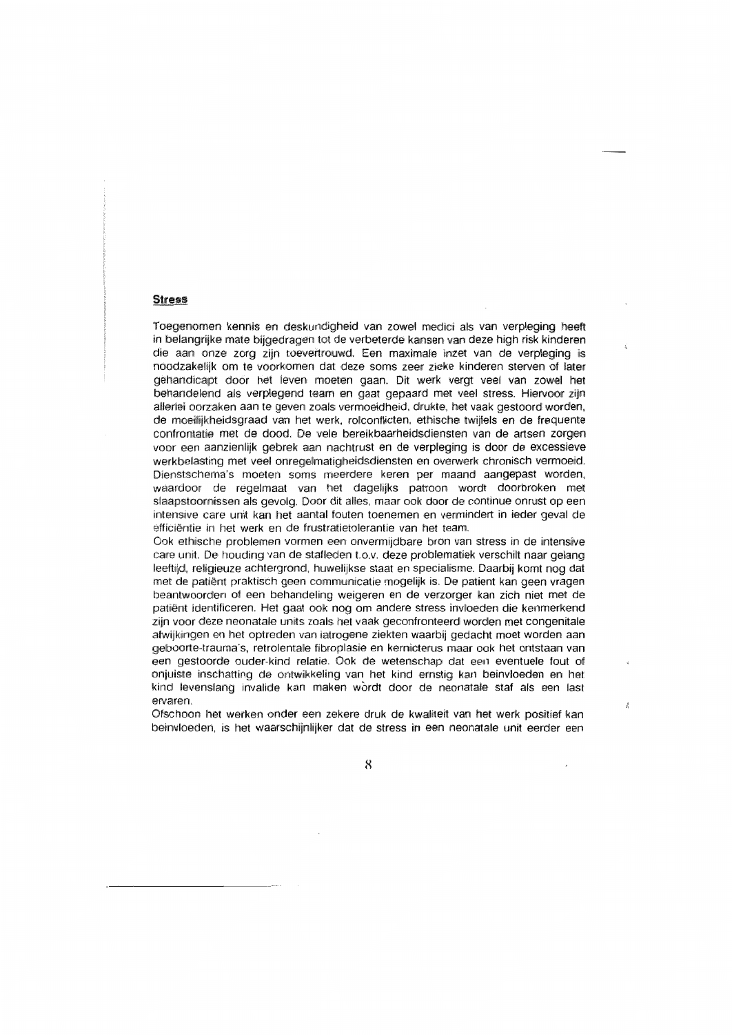## Stress

Toegenomen kennis en deskundigheid van zowel medici als van verpleging heeft in belangrijke mate bijgedragen tot de verbeterde kansen van deze high risk kinderen die aan onze zorg zijn toevertrouwd. Een maximale inzet van de verpleging is noodzakelijk om te voorkomen dat deze soms zeer zieke kinderen sterven of later gehandicapt door het leven moeten gaan. Dit werk vergt veel van zowel het behandelend als verplegend team en gaat gepaard met veel stress. Hiervoor zijn allerlei oorzaken aan te geven zoals vermoeidheid, drukte, het vaak gestoord worden, de moeilijkheidsgraad van het werk, rolconflicten, ethische twijfels en de frequente confrontatie met de dood. De vele bereikbaarheidsdiensten van de artsen zorgen voor een aanzienlijk gebrek aan nachtrust en de verpleging is door de excessieve werkbelasting met veel onregelmatigheidsdiensten en overwerk chronisch vermoeid. Dienstschema's moeten soms meerdere keren per maand aangepast worden, waardoor de regelmaat van het dagelijks patroon wordt doorbroken met slaapstoornissen als gevolg. Door dit alles, maar ook door de continue onrust op een intensive care unit kan het aantal fouten toenemen en vermindert in ieder geval de efficiëntie in het werk en de frustratietolerantie van het team.
Ook ethische problemen vormen een onvermijdbare bron van stress in de intensive care unit. De houding van de stafleden t.o.v. deze problematiek verschilt naar gelang leeftijd, religieuze achtergrond, huwelijkse staat en specialisme. Daarbij komt nog dat met de patiënt praktisch geen communicatie mogelijk is. De patient kan geen vragen beantwoorden of een behandeling weigeren en de verzorger kan zich niet met de patiënt identificeren. Het gaat ook nog om andere stress invloeden die kenmerkend zijn voor deze neonatale units zoals het vaak geconfronteerd worden met congenitale afwijkingen en het optreden van iatrogene ziekten waarbij gedacht moet worden aan geboorte-trauma's, retrolentale fibroplasie en kernicterus maar ook het ontstaan van een gestoorde ouder-kind relatie. Ook de wetenschap dat een eventuele fout of onjuiste inschatting de ontwikkeling van het kind ernstig kan beinvloeden en het kind levenslang invalide kan maken wòrdt door de neonatale staf als een last ervaren.
Ofschoon het werken onder een zekere druk de kwaliteit van het werk positief kan beinvloeden, is het waarschijnlijker dat de stress in een neonatale unit eerder een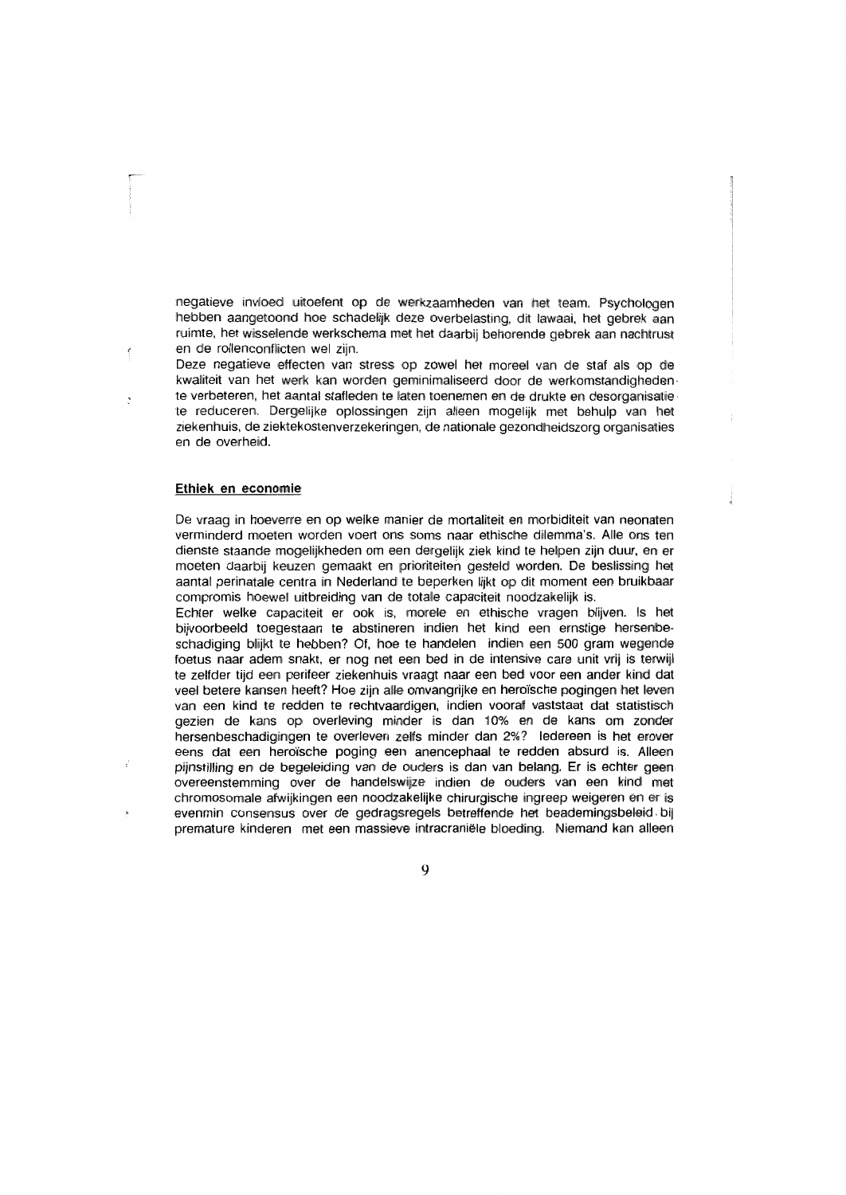negatieve invloed uitoefent op de werkzaamheden van het team. Psychologen hebben aangetoond hoe schadelijk deze overbelasting, dit lawaai, het gebrek aan ruimte, het wisselende werkschema met het daarbij behorende gebrek aan nachtrust en de rollenconflicten wel zijn.
Deze negatieve effecten van stress op zowel het moreel van de staf als op de kwaliteit van het werk kan worden geminimaliseerd door de werkomstandigheden te verbeteren, het aantal stafleden te laten toenemen en de drukte en desorganisatie te reduceren. Dergelijke oplossingen zijn alleen mogelijk met behulp van het ziekenhuis, de ziektekostenverzekeringen, de nationale gezondheidszorg organisaties en de overheid.

## Ethiek en economie

De vraag in hoeverre en op welke manier de mortaliteit en morbiditeit van neonaten verminderd moeten worden voert ons soms naar ethische dilemma's. Alle ons ten dienste staande mogelijkheden om een dergelijk ziek kind te helpen zijn duur, en er moeten daarbij keuzen gemaakt en prioriteiten gesteld worden. De beslissing het aantal perinatale centra in Nederland te beperken lijkt op dit moment een bruikbaar compromis hoewel uitbreiding van de totale capaciteit noodzakelijk is.
Echter welke capaciteit er ook is, morele en ethische vragen blijven. Is het bijvoorbeeld toegestaan te abstineren indien het kind een ernstige hersenbeschadiging blijkt te hebben? Of, hoe te handelen indien een 500 gram wegende foetus naar adem snakt, er nog net een bed in de intensive care unit vrij is terwijl te zelfder tijd een perifeer ziekenhuis vraagt naar een bed voor een ander kind dat veel betere kansen heeft? Hoe zijn alle omvangrijke en heroïsche pogingen het leven van een kind te redden te rechtvaardigen, indien vooraf vaststaat dat statistisch gezien de kans op overleving minder is dan 10% en de kans om zonder hersenbeschadigingen te overleven zelfs minder dan 2%? Iedereen is het erover eens dat een heroïsche poging een anencephaal te redden absurd is. Alleen pijnstilling en de begeleiding van de ouders is dan van belang. Er is echter geen overeenstemming over de handelswijze indien de ouders van een kind met chromosomale afwijkingen een noodzakelijke chirurgische ingreep weigeren en er is evenmin consensus over de gedragsregels betreffende het beademingsbeleid bij premature kinderen met een massieve intracraniële bloeding. Niemand kan alleen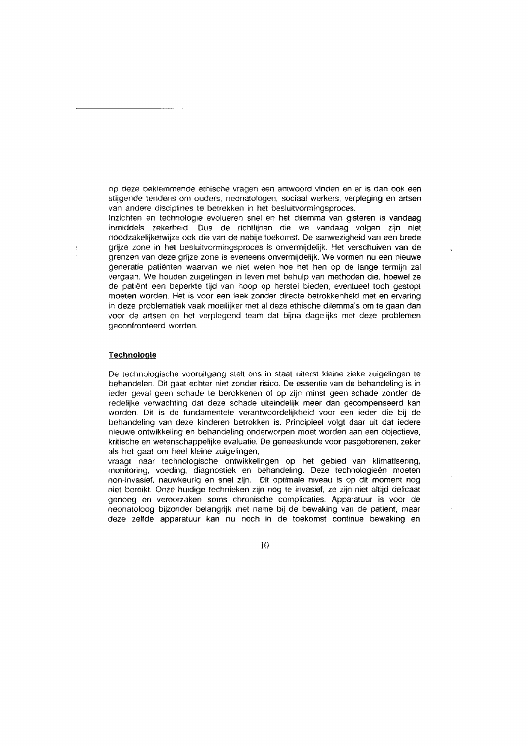op deze beklemmende ethische vragen een antwoord vinden en er is dan ook een stijgende tendens om ouders, neonatologen, sociaal werkers, verpleging en artsen van andere disciplines te betrekken in het besluitvormingsproces.
Inzichten en technologie evolueren snel en het dilemma van gisteren is vandaag inmiddels zekerheid. Dus de richtlijnen die we vandaag volgen zijn niet noodzakelijkerwijze ook die van de nabije toekomst. De aanwezigheid van een brede grijze zone in het besluitvormingsproces is onvermijdelijk. Het verschuiven van de grenzen van deze grijze zone is eveneens onvermijdelijk. We vormen nu een nieuwe generatie patiënten waarvan we niet weten hoe het hen op de lange termijn zal vergaan. We houden zuigelingen in leven met behulp van methoden die, hoewel ze de patiënt een beperkte tijd van hoop op herstel bieden, eventueel toch gestopt moeten worden. Het is voor een leek zonder directe betrokkenheid met en ervaring in deze problematiek vaak moeilijker met al deze ethische dilemma's om te gaan dan voor de artsen en het verplegend team dat bijna dagelijks met deze problemen geconfronteerd worden.

## Technologie

De technologische vooruitgang stelt ons in staat uiterst kleine zieke zuigelingen te behandelen. Dit gaat echter niet zonder risico. De essentie van de behandeling is in ieder geval geen schade te berokkenen of op zijn minst geen schade zonder de redelijke verwachting dat deze schade uiteindelijk meer dan gecompenseerd kan worden. Dit is de fundamentele verantwoordelijkheid voor een ieder die bij de behandeling van deze kinderen betrokken is. Principieel volgt daar uit dat iedere nieuwe ontwikkeling en behandeling onderworpen moet worden aan een objectieve, kritische en wetenschappelijke evaluatie. De geneeskunde voor pasgeborenen, zeker als het gaat om heel kleine zuigelingen,
vraagt naar technologische ontwikkelingen op het gebied van klimatisering, monitoring, voeding, diagnostiek en behandeling. Deze technologieën moeten non-invasief, nauwkeurig en snel zijn. Dit optimale niveau is op dit moment nog niet bereikt. Onze huidige technieken zijn nog te invasief, ze zijn niet altijd delicaat genoeg en veroorzaken soms chronische complicaties. Apparatuur is voor de neonatoloog bijzonder belangrijk met name bij de bewaking van de patient, maar deze zelfde apparatuur kan nu noch in de toekomst continue bewaking en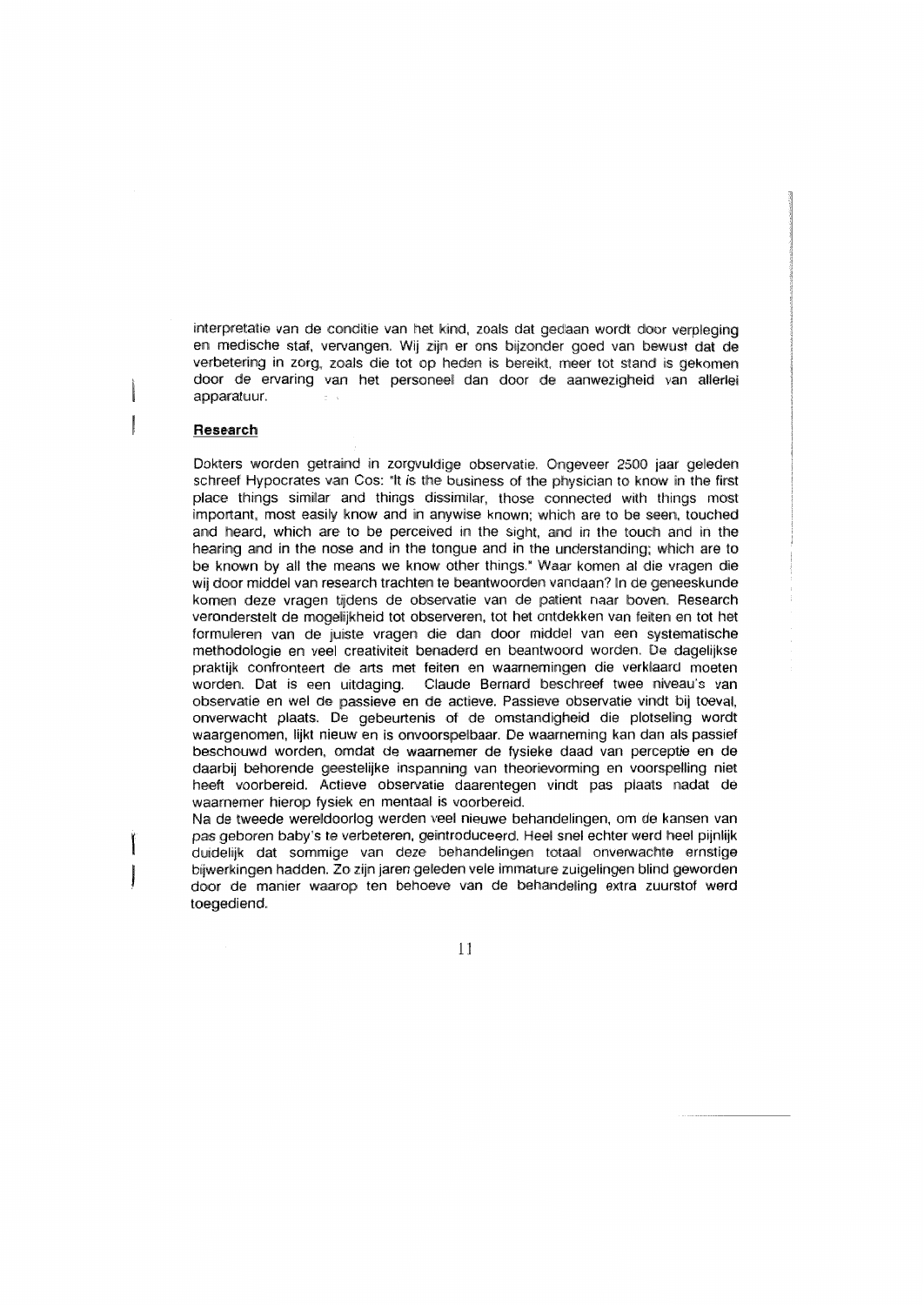interpretatie van de conditie van het kind, zoals dat gedaan wordt door verpleging en medische staf, vervangen. Wij zijn er ons bijzonder goed van bewust dat de verbetering in zorg, zoals die tot op heden is bereikt, meer tot stand is gekomen door de ervaring van het personeel dan door de aanwezigheid van allerlei apparatuur.

## Research

Dokters worden getraind in zorgvuldige observatie. Ongeveer 2500 jaar geleden schreef Hypocrates van Cos: "It is the business of the physician to know in the first place things similar and things dissimilar, those connected with things most important, most easily know and in anywise known; which are to be seen, touched and heard, which are to be perceived in the sight, and in the touch and in the hearing and in the nose and in the tongue and in the understanding; which are to be known by all the means we know other things." Waar komen al die vragen die wij door middel van research trachten te beantwoorden vandaan? In de geneeskunde komen deze vragen tijdens de observatie van de patient naar boven. Research veronderstelt de mogelijkheid tot observeren, tot het ontdekken van feiten en tot het formuleren van de juiste vragen die dan door middel van een systematische methodologie en veel creativiteit benaderd en beantwoord worden. De dagelijkse praktijk confronteert de arts met feiten en waarnemingen die verklaard moeten worden. Dat is een uitdaging. Claude Bernard beschreef twee niveau's van observatie en wel de passieve en de actieve. Passieve observatie vindt bij toeval, onverwacht plaats. De gebeurtenis of de omstandigheid die plotseling wordt waargenomen, lijkt nieuw en is onvoorspelbaar. De waarneming kan dan als passief beschouwd worden, omdat de waarnemer de fysieke daad van perceptie en de daarbij behorende geestelijke inspanning van theorievorming en voorspelling niet heeft voorbereid. Actieve observatie daarentegen vindt pas plaats nadat de waarnemer hierop fysiek en mentaal is voorbereid.

Na de tweede wereldoorlog werden veel nieuwe behandelingen, om de kansen van pas geboren baby's te verbeteren, geïntroduceerd. Heel snel echter werd heel pijnlijk duidelijk dat sommige van deze behandelingen totaal onverwachte ernstige bijwerkingen hadden. Zo zijn jaren geleden vele immature zuigelingen blind geworden door de manier waarop ten behoeve van de behandeling extra zuurstof werd toegediend.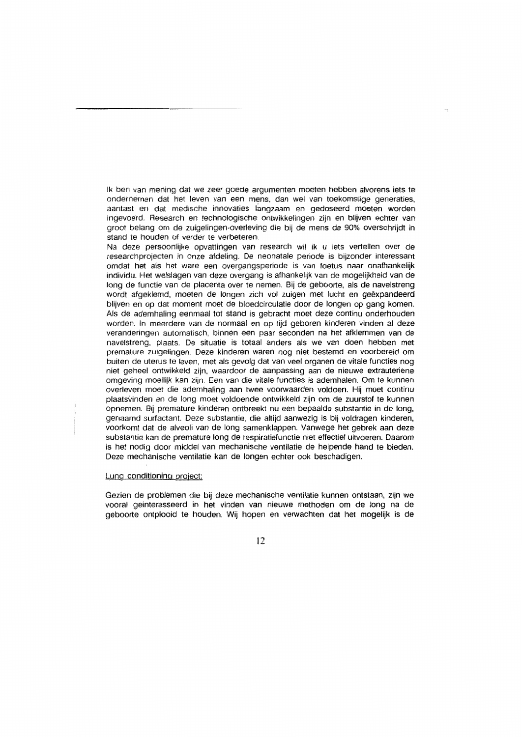Ik ben van mening dat we zeer goede argumenten moeten hebben alvorens iets te ondernemen dat het leven van een mens, dan wel van toekomstige generaties, aantast en dat medische innovaties langzaam en gedoseerd moeten worden ingevoerd. Research en technologische ontwikkelingen zijn en blijven echter van groot belang om de zuigelingen-overleving die bij de mens de 90% overschrijdt in stand te houden of verder te verbeteren.
Na deze persoonlijke opvattingen van research wil ik u iets vertellen over de researchprojecten in onze afdeling. De neonatale periode is bijzonder interessant omdat het als het ware een overgangsperiode is van foetus naar onafhankelijk individu. Het welslagen van deze overgang is afhankelijk van de mogelijkheid van de long de functie van de placenta over te nemen. Bij de geboorte, als de navelstreng wordt afgeklemd, moeten de longen zich vol zuigen met lucht en geëxpandeerd blijven en op dat moment moet de bloedcirculatie door de longen op gang komen. Als de ademhaling eenmaal tot stand is gebracht moet deze continu onderhouden worden. In meerdere van de normaal en op tijd geboren kinderen vinden al deze veranderingen automatisch, binnen een paar seconden na het afklemmen van de navelstreng, plaats. De situatie is totaal anders als we van doen hebben met premature zuigelingen. Deze kinderen waren nog niet bestemd en voorbereid om buiten de uterus te leven, met als gevolg dat van veel organen de vitale functies nog niet geheel ontwikkeld zijn, waardoor de aanpassing aan de nieuwe extrauteriene omgeving moeilijk kan zijn. Een van die vitale functies is ademhalen. Om te kunnen overleven moet die ademhaling aan twee voorwaarden voldoen. Hij moet continu plaatsvinden en de long moet voldoende ontwikkeld zijn om de zuurstof te kunnen opnemen. Bij premature kinderen ontbreekt nu een bepaalde substantie in de long, genaamd surfactant. Deze substantie, die altijd aanwezig is bij voldragen kinderen, voorkomt dat de alveoli van de long samenklappen. Vanwege het gebrek aan deze substantie kan de premature long de respiratiefunctie niet effectief uitvoeren. Daarom is het nodig door middel van mechanische ventilatie de helpende hand te bieden. Deze mechanische ventilatie kan de longen echter ook beschadigen.

Lung conditioning project:

Gezien de problemen die bij deze mechanische ventilatie kunnen ontstaan, zijn we vooral geinteresseerd in het vinden van nieuwe methoden om de long na de geboorte ontplooid te houden. Wij hopen en verwachten dat het mogelijk is de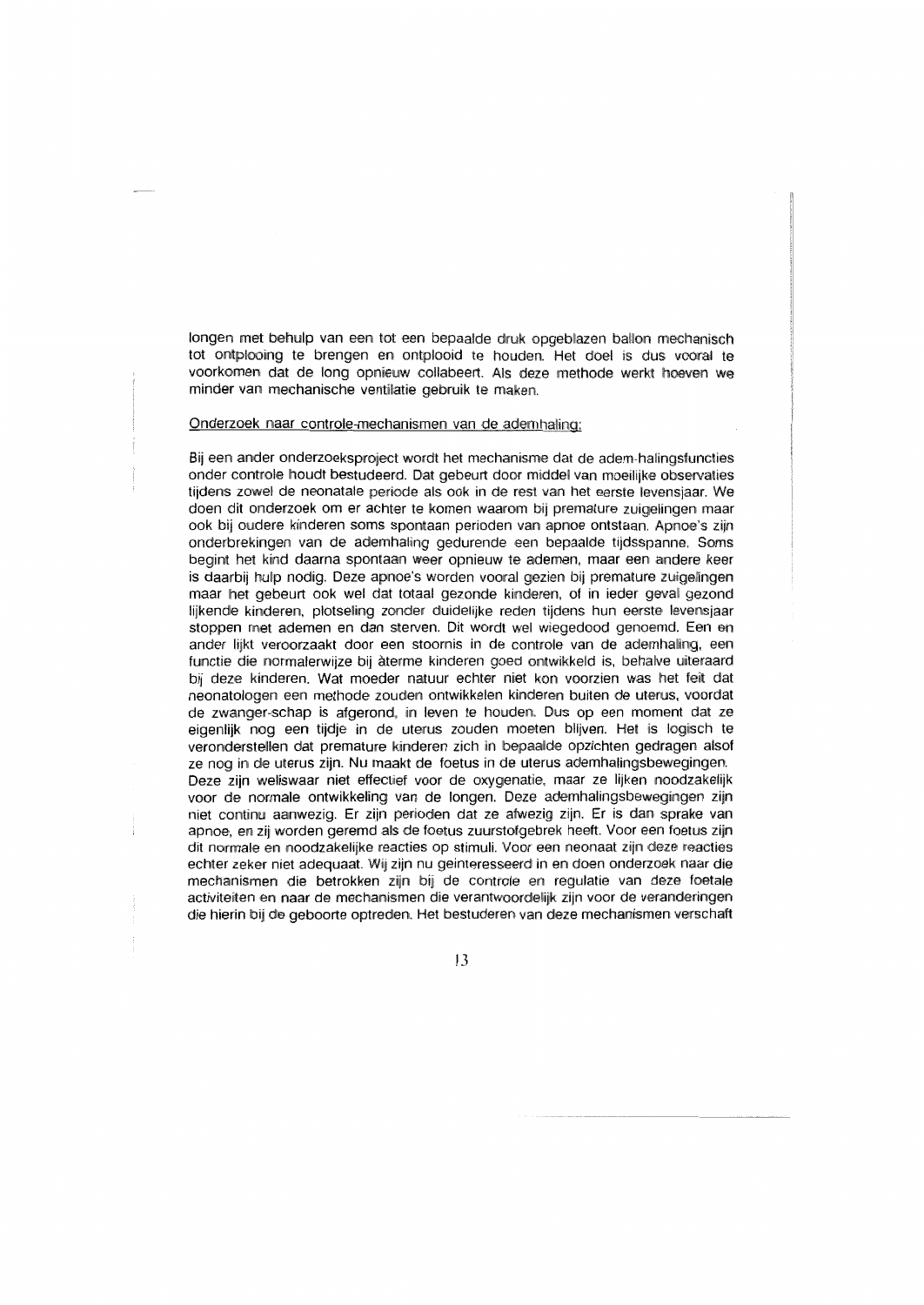longen met behulp van een tot een bepaalde druk opgeblazen ballon mechanisch tot ontplooing te brengen en ontplooid te houden. Het doel is dus vooral te voorkomen dat de long opnieuw collabeert. Als deze methode werkt hoeven we minder van mechanische ventilatie gebruik te maken.

Onderzoek naar controle-mechanismen van de ademhaling:

Bij een ander onderzoeksproject wordt het mechanisme dat de adem-halingsfuncties onder controle houdt bestudeerd. Dat gebeurt door middel van moeilijke observaties tijdens zowel de neonatale periode als ook in de rest van het eerste levensjaar. We doen dit onderzoek om er achter te komen waarom bij premature zuigelingen maar ook bij oudere kinderen soms spontaan perioden van apnoe ontstaan. Apnoe's zijn onderbrekingen van de ademhaling gedurende een bepaalde tijdsspanne. Soms begint het kind daarna spontaan weer opnieuw te ademen, maar een andere keer is daarbij hulp nodig. Deze apnoe's worden vooral gezien bij premature zuigelingen maar het gebeurt ook wel dat totaal gezonde kinderen, of in ieder geval gezond lijkende kinderen, plotseling zonder duidelijke reden tijdens hun eerste levensjaar stoppen met ademen en dan sterven. Dit wordt wel wiegedood genoemd. Een en ander lijkt veroorzaakt door een stoornis in de controle van de ademhaling, een functie die normalerwijze bij àterme kinderen goed ontwikkeld is, behalve uiteraard bij deze kinderen. Wat moeder natuur echter niet kon voorzien was het feit dat neonatologen een methode zouden ontwikkelen kinderen buiten de uterus, voordat de zwanger-schap is afgerond, in leven te houden. Dus op een moment dat ze eigenlijk nog een tijdje in de uterus zouden moeten blijven. Het is logisch te veronderstellen dat premature kinderen zich in bepaalde opzichten gedragen alsof ze nog in de uterus zijn. Nu maakt de foetus in de uterus ademhalingsbewegingen. Deze zijn weliswaar niet effectief voor de oxygenatie, maar ze lijken noodzakelijk voor de normale ontwikkeling van de longen. Deze ademhalingsbewegingen zijn niet continu aanwezig. Er zijn perioden dat ze afwezig zijn. Er is dan sprake van apnoe, en zij worden geremd als de foetus zuurstofgebrek heeft. Voor een foetus zijn dit normale en noodzakelijke reacties op stimuli. Voor een neonaat zijn deze reacties echter zeker niet adequaat. Wij zijn nu geinteresseerd in en doen onderzoek naar die mechanismen die betrokken zijn bij de controle en regulatie van deze foetale activiteiten en naar de mechanismen die verantwoordelijk zijn voor de veranderingen die hierin bij de geboorte optreden. Het bestuderen van deze mechanismen verschaft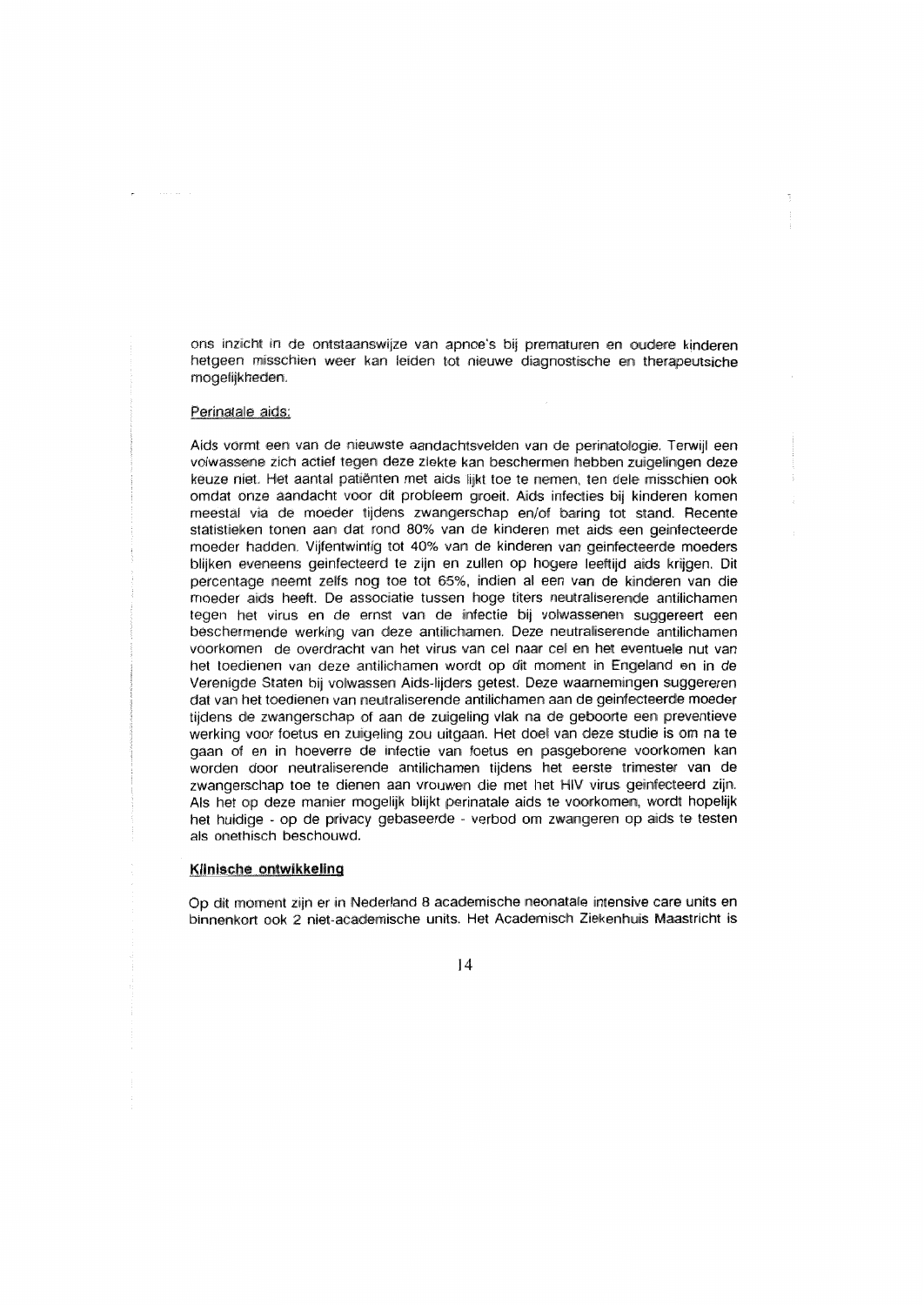ons inzicht in de ontstaanswijze van apnoe's bij prematuren en oudere kinderen hetgeen misschien weer kan leiden tot nieuwe diagnostische en therapeutsiche mogelijkheden.

Perinatale aids:

Aids vormt een van de nieuwste aandachtsvelden van de perinatologie. Terwijl een volwassene zich actief tegen deze ziekte kan beschermen hebben zuigelingen deze keuze niet. Het aantal patiënten met aids lijkt toe te nemen, ten dele misschien ook omdat onze aandacht voor dit probleem groeit. Aids infecties bij kinderen komen meestal via de moeder tijdens zwangerschap en/of baring tot stand. Recente statistieken tonen aan dat rond 80% van de kinderen met aids een geinfecteerde moeder hadden. Vijfentwintig tot 40% van de kinderen van geinfecteerde moeders blijken eveneens geinfecteerd te zijn en zullen op hogere leeftijd aids krijgen. Dit percentage neemt zelfs nog toe tot 65%, indien al een van de kinderen van die moeder aids heeft. De associatie tussen hoge titers neutraliserende antilichamen tegen het virus en de ernst van de infectie bij volwassenen suggereert een beschermende werking van deze antilichamen. Deze neutraliserende antilichamen voorkomen de overdracht van het virus van cel naar cel en het eventuele nut van het toedienen van deze antilichamen wordt op dit moment in Engeland en in de Verenigde Staten bij volwassen Aids-lijders getest. Deze waarnemingen suggereren dat van het toedienen van neutraliserende antilichamen aan de geinfecteerde moeder tijdens de zwangerschap of aan de zuigeling vlak na de geboorte een preventieve werking voor foetus en zuigeling zou uitgaan. Het doel van deze studie is om na te gaan of en in hoeverre de infectie van foetus en pasgeborene voorkomen kan worden door neutraliserende antilichamen tijdens het eerste trimester van de zwangerschap toe te dienen aan vrouwen die met het HIV virus geinfecteerd zijn. Als het op deze manier mogelijk blijkt perinatale aids te voorkomen, wordt hopelijk het huidige - op de privacy gebaseerde - verbod om zwangeren op aids te testen als onethisch beschouwd.

**Klinische ontwikkeling**

Op dit moment zijn er in Nederland 8 academische neonatale intensive care units en binnenkort ook 2 niet-academische units. Het Academisch Ziekenhuis Maastricht is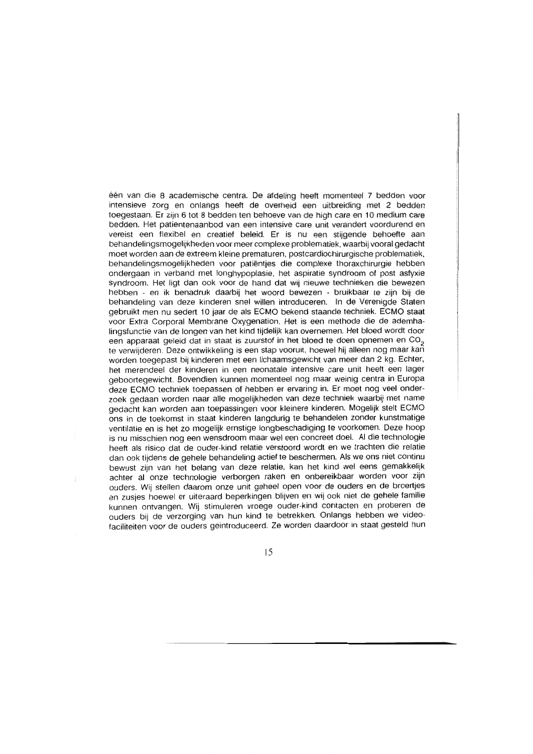één van die 8 academische centra. De afdeling heeft momenteel 7 bedden voor intensieve zorg en onlangs heeft de overheid een uitbreiding met 2 bedden toegestaan. Er zijn 6 tot 8 bedden ten behoeve van de high care en 10 medium care bedden. Het patientenaanbod van een intensive care unit verandert voordurend en vereist een flexibel en creatief beleid. Er is nu een stijgende behoefte aan behandelingsmogelijkheden voor meer complexe problematiek, waarbij vooral gedacht moet worden aan de extreem kleine prematuren, postcardiochirurgische problematiek, behandelingsmogelijkheden voor patiëntjes die complexe thoraxchirurgie hebben ondergaan in verband met longhypoplasie, het aspiratie syndroom of post asfyxie syndroom. Het ligt dan ook voor de hand dat wij nieuwe technieken die bewezen hebben - en ik benadruk daarbij het woord bewezen - bruikbaar te zijn bij de behandeling van deze kinderen snel willen introduceren. In de Verenigde Staten gebruikt men nu sedert 10 jaar de als ECMO bekend staande techniek. ECMO staat voor Extra Corporal Membrane Oxygenation. Het is een methode die de ademhalingsfunctie van de longen van het kind tijdelijk kan overnemen. Het bloed wordt door een apparaat geleid dat in staat is zuurstof in het bloed te doen opnemen en $CO_2$ te verwijderen. Deze ontwikkeling is een stap vooruit, hoewel hij alleen nog maar kan worden toegepast bij kinderen met een lichaamsgewicht van meer dan 2 kg. Echter, het merendeel der kinderen in een neonatale intensive care unit heeft een lager geboortegewicht. Bovendien kunnen momenteel nog maar weinig centra in Europa deze ECMO techniek toepassen of hebben er ervaring in. Er moet nog veel onderzoek gedaan worden naar alle mogelijkheden van deze techniek waarbij met name gedacht kan worden aan toepassingen voor kleinere kinderen. Mogelijk stelt ECMO ons in de toekomst in staat kinderen langdurig te behandelen zonder kunstmatige ventilatie en is het zo mogelijk ernstige longbeschadiging te voorkomen. Deze hoop is nu misschien nog een wensdroom maar wel een concreet doel. Al die technologie heeft als risico dat de ouder-kind relatie verstoord wordt en we trachten die relatie dan ook tijdens de gehele behandeling actief te beschermen. Als we ons niet continu bewust zijn van het belang van deze relatie, kan het kind wel eens gemakkelijk achter al onze technologie verborgen raken en onbereikbaar worden voor zijn ouders. Wij stellen daarom onze unit geheel open voor de ouders en de broertjes en zusjes hoewel er uiteraard beperkingen blijven en wij ook niet de gehele familie kunnen ontvangen. Wij stimuleren vroege ouder-kind contacten en proberen de ouders bij de verzorging van hun kind te betrekken. Onlangs hebben we videofaciliteiten voor de ouders geintroduceerd. Ze worden daardoor in staat gesteld hun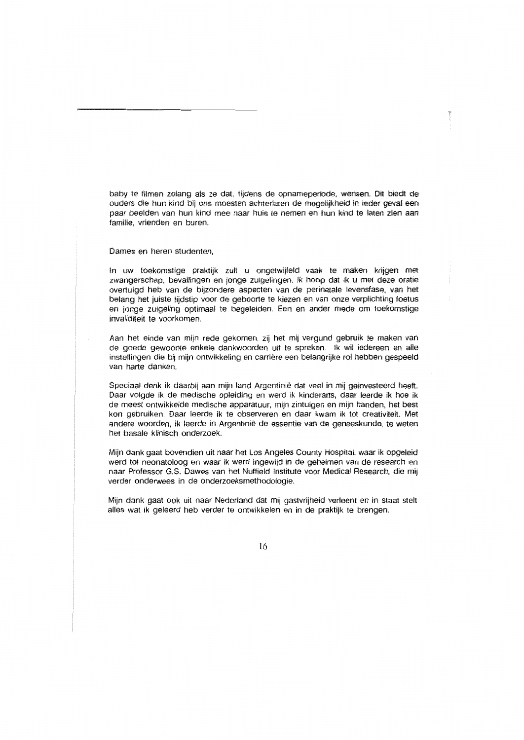baby te filmen zolang als ze dat, tijdens de opnameperiode, wensen. Dit biedt de ouders die hun kind bij ons moesten achterlaten de mogelijkheid in ieder geval een paar beelden van hun kind mee naar huis te nemen en hun kind te laten zien aan familie, vrienden en buren.

Dames en heren studenten,

In uw toekomstige praktijk zult u ongetwijfeld vaak te maken krijgen met zwangerschap, bevallingen en jonge zuigelingen. Ik hoop dat ik u met deze oratie overtuigd heb van de bijzondere aspecten van de perinatale levensfase, van het belang het juiste tijdstip voor de geboorte te kiezen en van onze verplichting foetus en jonge zuigeling optimaal te begeleiden. Een en ander mede om toekomstige invaliditeit te voorkomen.

Aan het einde van mijn rede gekomen, zij het mij vergund gebruik te maken van de goede gewoonte enkele dankwoorden uit te spreken. Ik wil iedereen en alle instellingen die bij mijn ontwikkeling en carrière een belangrijke rol hebben gespeeld van harte danken.

Speciaal denk ik daarbij aan mijn land Argentinië dat veel in mij geïnvesteerd heeft. Daar volgde ik de medische opleiding en werd ik kinderarts, daar leerde ik hoe ik de meest ontwikkelde medische apparatuur, mijn zintuigen en mijn handen, het best kon gebruiken. Daar leerde ik te observeren en daar kwam ik tot creativiteit. Met andere woorden, ik leerde in Argentinië de essentie van de geneeskunde, te weten het basale klinisch onderzoek.

Mijn dank gaat bovendien uit naar het Los Angeles County Hospital, waar ik opgeleid werd tot neonatoloog en waar ik werd ingewijd in de geheimen van de research en naar Professor G.S. Dawes van het Nuffield Institute voor Medical Research, die mij verder onderwees in de onderzoeksmethodologie.

Mijn dank gaat ook uit naar Nederland dat mij gastvrijheid verleent en in staat stelt alles wat ik geleerd heb verder te ontwikkelen en in de praktijk te brengen.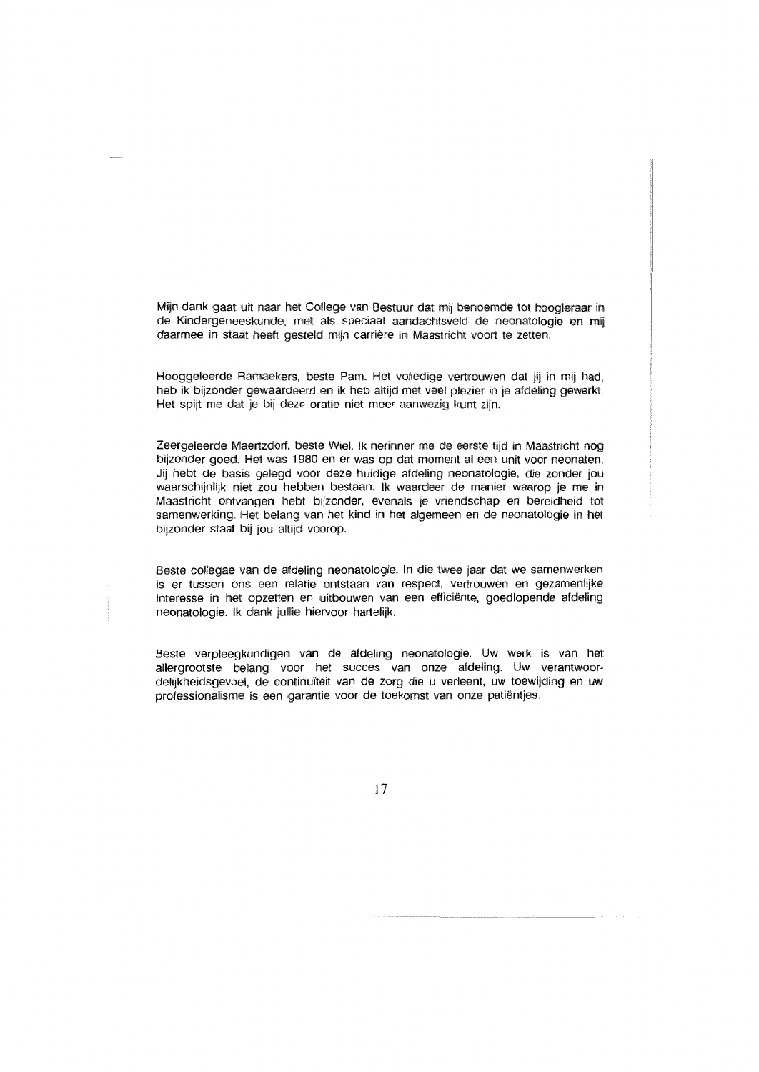Mijn dank gaat uit naar het College van Bestuur dat mij benoemde tot hoogleraar in de Kindergeneeskunde, met als speciaal aandachtsveld de neonatologie en mij daarmee in staat heeft gesteld mijn carrière in Maastricht voort te zetten.

Hooggeleerde Ramaekers, beste Pam. Het volledige vertrouwen dat jij in mij had, heb ik bijzonder gewaardeerd en ik heb altijd met veel plezier in je afdeling gewerkt. Het spijt me dat je bij deze oratie niet meer aanwezig kunt zijn.

Zeergeleerde Maertzdorf, beste Wiel. Ik herinner me de eerste tijd in Maastricht nog bijzonder goed. Het was 1980 en er was op dat moment al een unit voor neonaten. Jij hebt de basis gelegd voor deze huidige afdeling neonatologie, die zonder jou waarschijnlijk niet zou hebben bestaan. Ik waardeer de manier waarop je me in Maastricht ontvangen hebt bijzonder, evenals je vriendschap en bereidheid tot samenwerking. Het belang van het kind in het algemeen en de neonatologie in het bijzonder staat bij jou altijd voorop.

Beste collegae van de afdeling neonatologie. In die twee jaar dat we samenwerken is er tussen ons een relatie ontstaan van respect, vertrouwen en gezamenlijke interesse in het opzetten en uitbouwen van een efficiënte, goedlopende afdeling neonatologie. Ik dank jullie hiervoor hartelijk.

Beste verpleegkundigen van de afdeling neonatologie. Uw werk is van het allergrootste belang voor het succes van onze afdeling. Uw verantwoordelijkheidsgevoel, de continuïteit van de zorg die u verleent, uw toewijding en uw professionalisme is een garantie voor de toekomst van onze patiëntjes.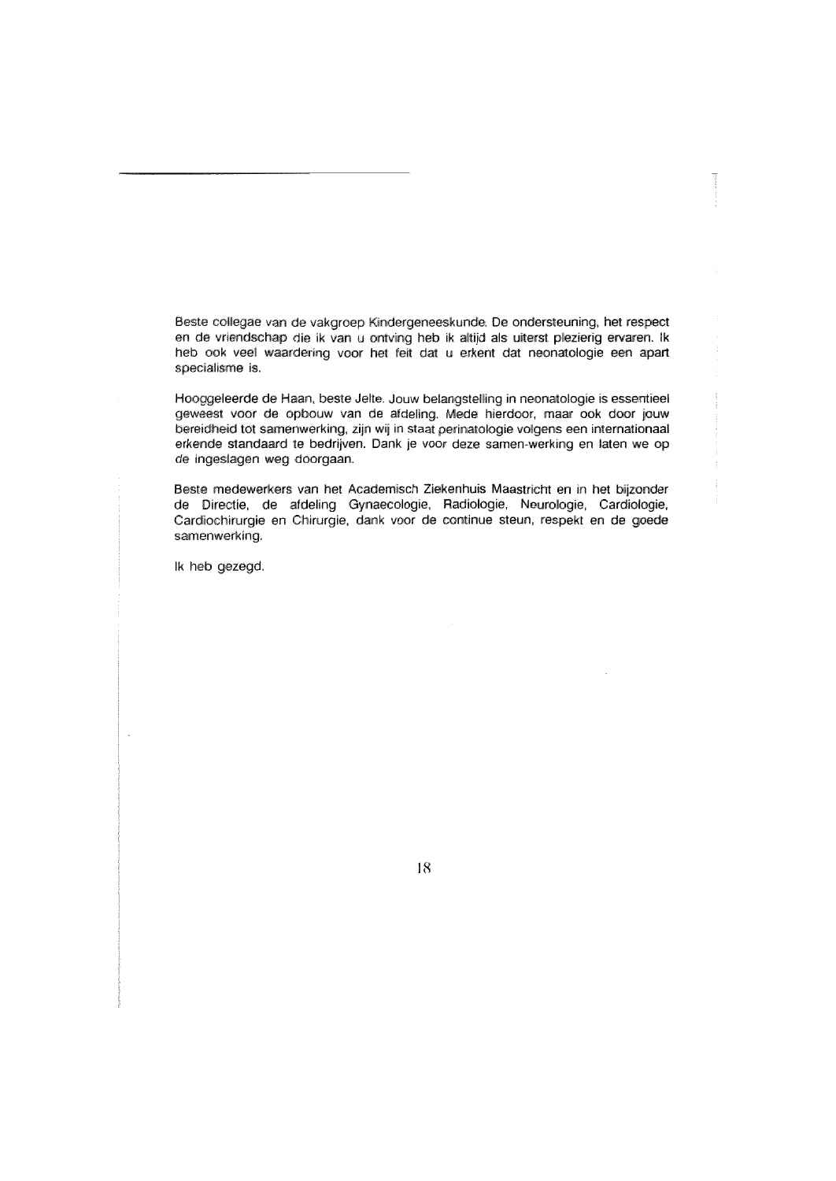Beste collegae van de vakgroep Kindergeneeskunde. De ondersteuning, het respect en de vriendschap die ik van u ontving heb ik altijd als uiterst plezierig ervaren. Ik heb ook veel waardering voor het feit dat u erkent dat neonatologie een apart specialisme is.

Hooggeleerde de Haan, beste Jelte. Jouw belangstelling in neonatologie is essentieel geweest voor de opbouw van de afdeling. Mede hierdoor, maar ook door jouw bereidheid tot samenwerking, zijn wij in staat perinatologie volgens een internationaal erkende standaard te bedrijven. Dank je voor deze samen-werking en laten we op de ingeslagen weg doorgaan.

Beste medewerkers van het Academisch Ziekenhuis Maastricht en in het bijzonder de Directie, de afdeling Gynaecologie, Radiologie, Neurologie, Cardiologie, Cardiochirurgie en Chirurgie, dank voor de continue steun, respekt en de goede samenwerking.

Ik heb gezegd.